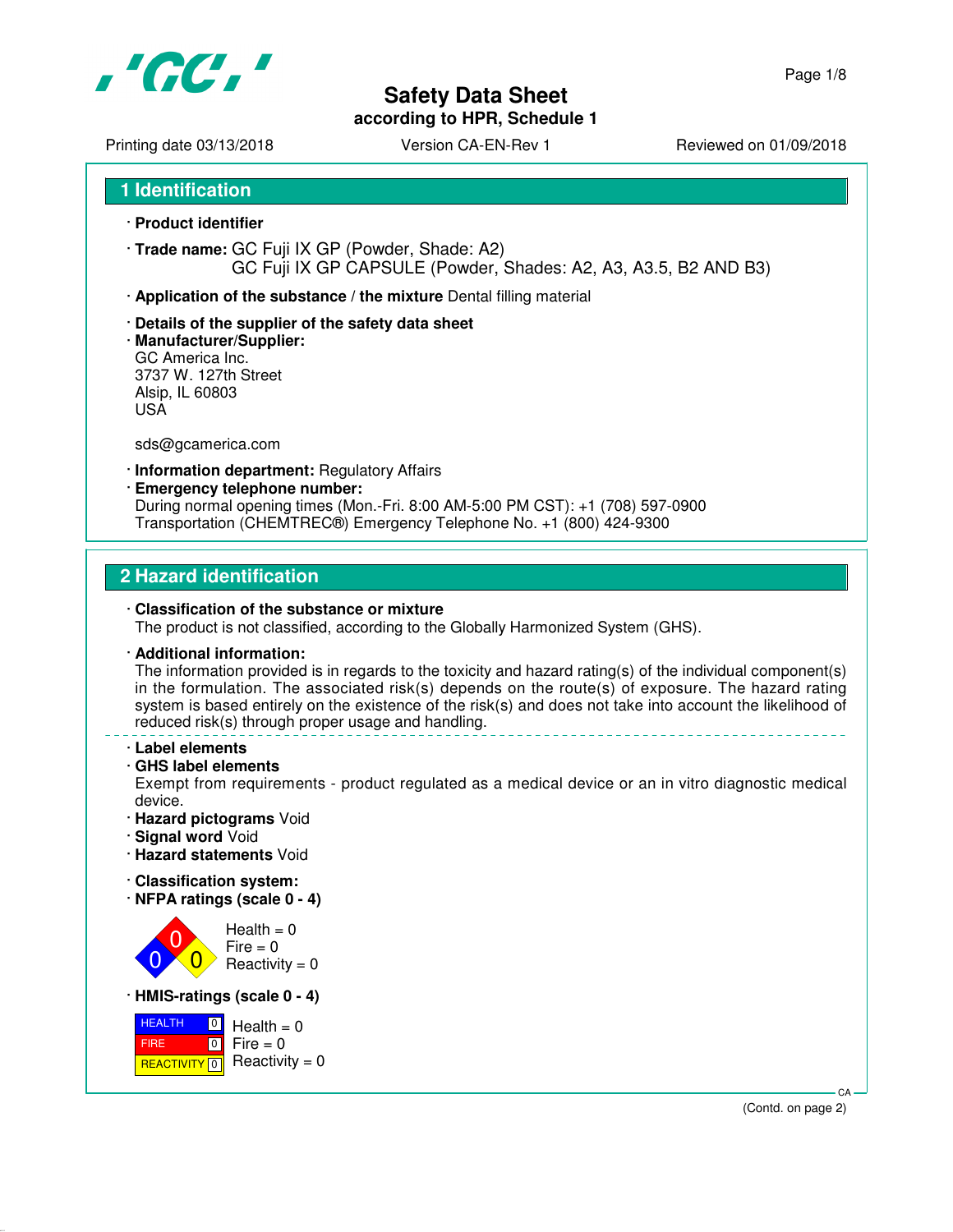# Safety Data Sheet
**according to HPR, Schedule 1**

Printing date 03/13/2018 Version CA-EN-Rev 1 Reviewed on 01/09/2018

## 1 Identification

- **Product identifier**
- **Trade name:** GC Fuji IX GP (Powder, Shade: A2)
  GC Fuji IX GP CAPSULE (Powder, Shades: A2, A3, A3.5, B2 AND B3)
- **Application of the substance / the mixture** Dental filling material
- **Details of the supplier of the safety data sheet**
- **Manufacturer/Supplier:**
  GC America Inc.
  3737 W. 127th Street
  Alsip, IL 60803
  USA

  sds@gcamerica.com
- **Information department:** Regulatory Affairs
- **Emergency telephone number:**
  During normal opening times (Mon.-Fri. 8:00 AM-5:00 PM CST): +1 (708) 597-0900
  Transportation (CHEMTREC®) Emergency Telephone No. +1 (800) 424-9300

## 2 Hazard identification

- **Classification of the substance or mixture**
  The product is not classified, according to the Globally Harmonized System (GHS).
- **Additional information:**
  The information provided is in regards to the toxicity and hazard rating(s) of the individual component(s) in the formulation. The associated risk(s) depends on the route(s) of exposure. The hazard rating system is based entirely on the existence of the risk(s) and does not take into account the likelihood of reduced risk(s) through proper usage and handling.

---

- **Label elements**
- **GHS label elements**
  Exempt from requirements - product regulated as a medical device or an in vitro diagnostic medical device.
- **Hazard pictograms** Void
- **Signal word** Void
- **Hazard statements** Void
- **Classification system:**
- **NFPA ratings (scale 0 - 4)**

  Health = 0
  Fire = 0
  Reactivity = 0
- **HMIS-ratings (scale 0 - 4)**

  | HEALTH | 0 |
  | --- | --- |
  | FIRE | 0 |
  | REACTIVITY | 0 |

  Health = 0
  Fire = 0
  Reactivity = 0

(Contd. on page 2)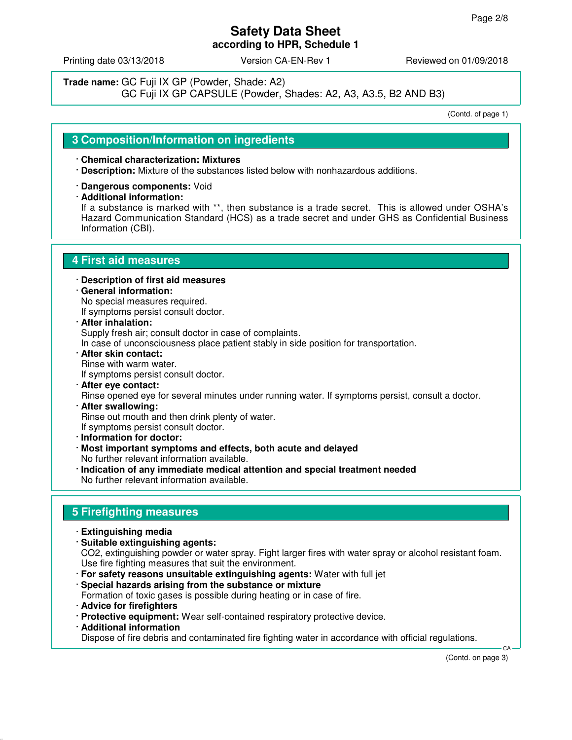**Trade name:** GC Fuji IX GP (Powder, Shade: A2)
GC Fuji IX GP CAPSULE (Powder, Shades: A2, A3, A3.5, B2 AND B3)

(Contd. of page 1)

## 3 Composition/Information on ingredients

- **Chemical characterization: Mixtures**
- **Description:** Mixture of the substances listed below with nonhazardous additions.
- **Dangerous components:** Void
- **Additional information:**
  If a substance is marked with **, then substance is a trade secret. This is allowed under OSHA's Hazard Communication Standard (HCS) as a trade secret and under GHS as Confidential Business Information (CBI).

## 4 First aid measures

- **Description of first aid measures**
- **General information:**
  No special measures required.
  If symptoms persist consult doctor.
- **After inhalation:**
  Supply fresh air; consult doctor in case of complaints.
  In case of unconsciousness place patient stably in side position for transportation.
- **After skin contact:**
  Rinse with warm water.
  If symptoms persist consult doctor.
- **After eye contact:**
  Rinse opened eye for several minutes under running water. If symptoms persist, consult a doctor.
- **After swallowing:**
  Rinse out mouth and then drink plenty of water.
  If symptoms persist consult doctor.
- **Information for doctor:**
- **Most important symptoms and effects, both acute and delayed**
  No further relevant information available.
- **Indication of any immediate medical attention and special treatment needed**
  No further relevant information available.

## 5 Firefighting measures

- **Extinguishing media**
- **Suitable extinguishing agents:**
  $CO_2$, extinguishing powder or water spray. Fight larger fires with water spray or alcohol resistant foam.
  Use fire fighting measures that suit the environment.
- **For safety reasons unsuitable extinguishing agents:** Water with full jet
- **Special hazards arising from the substance or mixture**
  Formation of toxic gases is possible during heating or in case of fire.
- **Advice for firefighters**
- **Protective equipment:** Wear self-contained respiratory protective device.
- **Additional information**
  Dispose of fire debris and contaminated fire fighting water in accordance with official regulations.

(Contd. on page 3)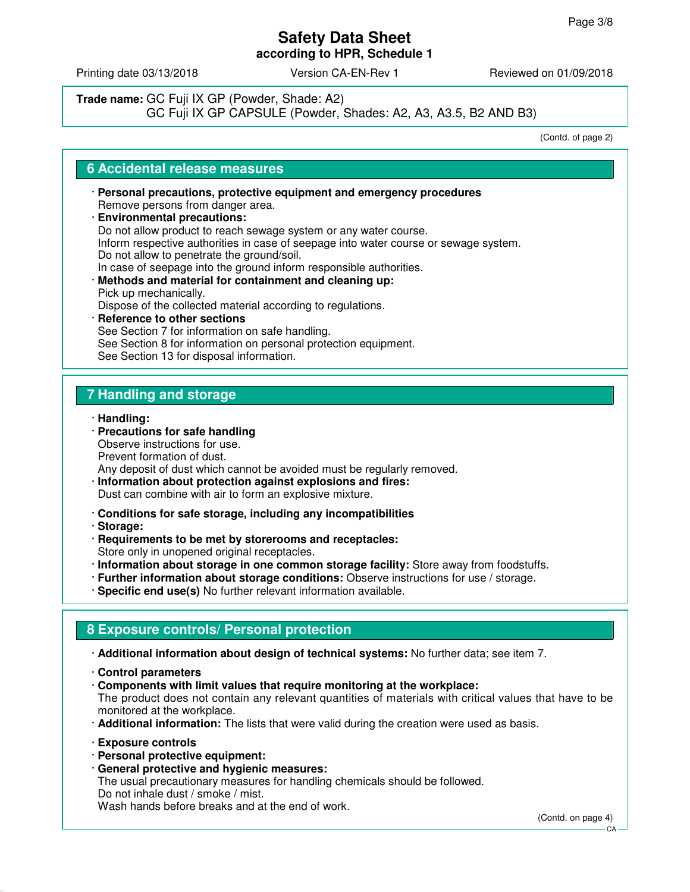**Trade name:** GC Fuji IX GP (Powder, Shade: A2)
GC Fuji IX GP CAPSULE (Powder, Shades: A2, A3, A3.5, B2 AND B3)

(Contd. of page 2)

## 6 Accidental release measures

- **Personal precautions, protective equipment and emergency procedures**
  Remove persons from danger area.
- **Environmental precautions:**
  Do not allow product to reach sewage system or any water course.
  Inform respective authorities in case of seepage into water course or sewage system.
  Do not allow to penetrate the ground/soil.
  In case of seepage into the ground inform responsible authorities.
- **Methods and material for containment and cleaning up:**
  Pick up mechanically.
  Dispose of the collected material according to regulations.
- **Reference to other sections**
  See Section 7 for information on safe handling.
  See Section 8 for information on personal protection equipment.
  See Section 13 for disposal information.

## 7 Handling and storage

- **Handling:**
- **Precautions for safe handling**
  Observe instructions for use.
  Prevent formation of dust.
  Any deposit of dust which cannot be avoided must be regularly removed.
- **Information about protection against explosions and fires:**
  Dust can combine with air to form an explosive mixture.

- **Conditions for safe storage, including any incompatibilities**
- **Storage:**
- **Requirements to be met by storerooms and receptacles:**
  Store only in unopened original receptacles.
- **Information about storage in one common storage facility:** Store away from foodstuffs.
- **Further information about storage conditions:** Observe instructions for use / storage.
- **Specific end use(s)** No further relevant information available.

## 8 Exposure controls/ Personal protection

- **Additional information about design of technical systems:** No further data; see item 7.

- **Control parameters**
- **Components with limit values that require monitoring at the workplace:**
  The product does not contain any relevant quantities of materials with critical values that have to be monitored at the workplace.
- **Additional information:** The lists that were valid during the creation were used as basis.

- **Exposure controls**
- **Personal protective equipment:**
- **General protective and hygienic measures:**
  The usual precautionary measures for handling chemicals should be followed.
  Do not inhale dust / smoke / mist.
  Wash hands before breaks and at the end of work.

(Contd. on page 4)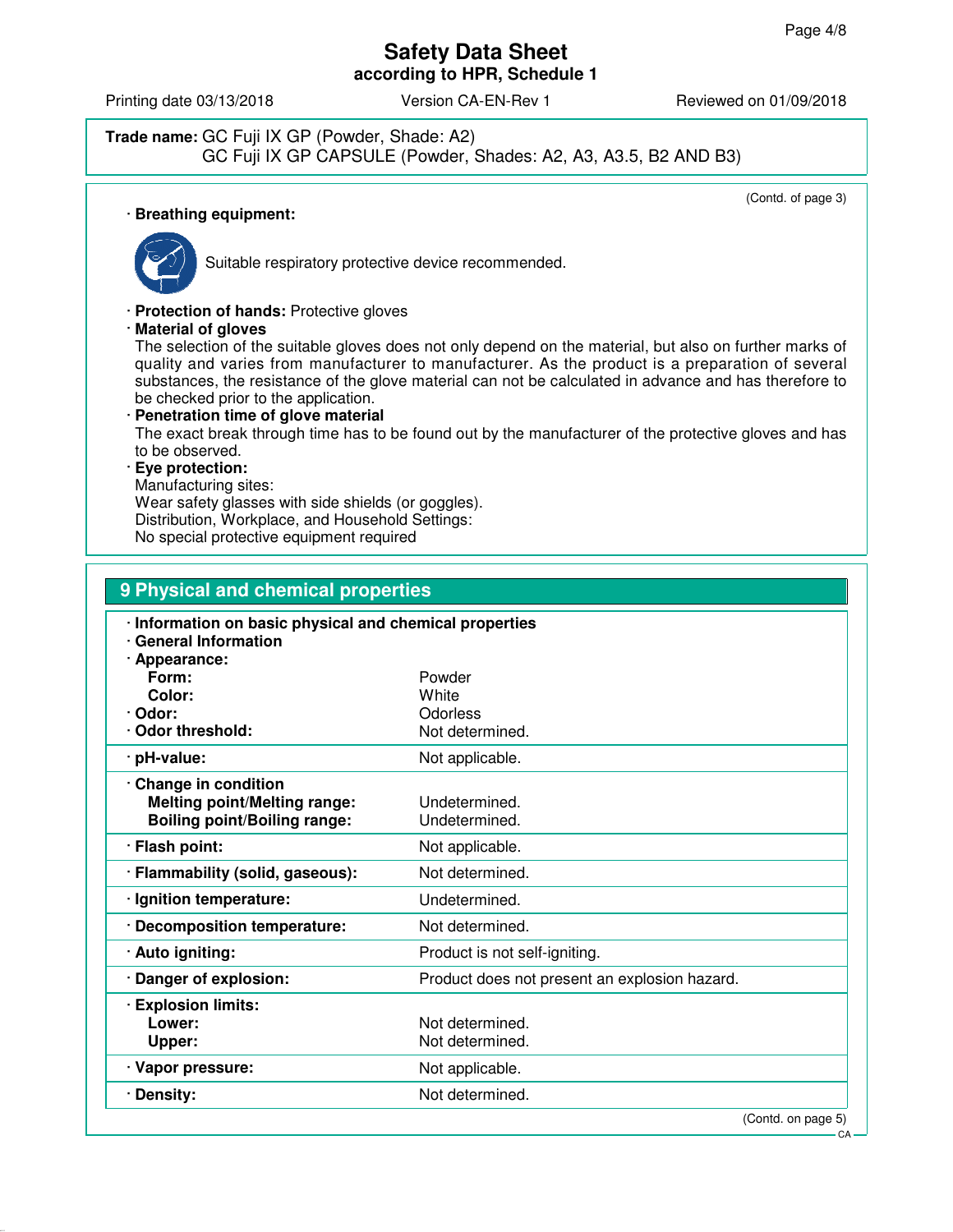**Trade name:** GC Fuji IX GP (Powder, Shade: A2)
GC Fuji IX GP CAPSULE (Powder, Shades: A2, A3, A3.5, B2 AND B3)

(Contd. of page 3)

· **Breathing equipment:**

Suitable respiratory protective device recommended.

· **Protection of hands:** Protective gloves

· **Material of gloves**
The selection of the suitable gloves does not only depend on the material, but also on further marks of quality and varies from manufacturer to manufacturer. As the product is a preparation of several substances, the resistance of the glove material can not be calculated in advance and has therefore to be checked prior to the application.

· **Penetration time of glove material**
The exact break through time has to be found out by the manufacturer of the protective gloves and has to be observed.

· **Eye protection:**
Manufacturing sites:
Wear safety glasses with side shields (or goggles).
Distribution, Workplace, and Household Settings:
No special protective equipment required

## 9 Physical and chemical properties

| | |
|---|---|
| · **Information on basic physical and chemical properties** | |
| · **General Information** | |
| · **Appearance:** | |
| **Form:** | Powder |
| **Color:** | White |
| · **Odor:** | Odorless |
| · **Odor threshold:** | Not determined. |
| · **pH-value:** | Not applicable. |
| · **Change in condition** | |
| **Melting point/Melting range:** | Undetermined. |
| **Boiling point/Boiling range:** | Undetermined. |
| · **Flash point:** | Not applicable. |
| · **Flammability (solid, gaseous):** | Not determined. |
| · **Ignition temperature:** | Undetermined. |
| · **Decomposition temperature:** | Not determined. |
| · **Auto igniting:** | Product is not self-igniting. |
| · **Danger of explosion:** | Product does not present an explosion hazard. |
| · **Explosion limits:** | |
| **Lower:** | Not determined. |
| **Upper:** | Not determined. |
| · **Vapor pressure:** | Not applicable. |
| · **Density:** | Not determined. |

(Contd. on page 5)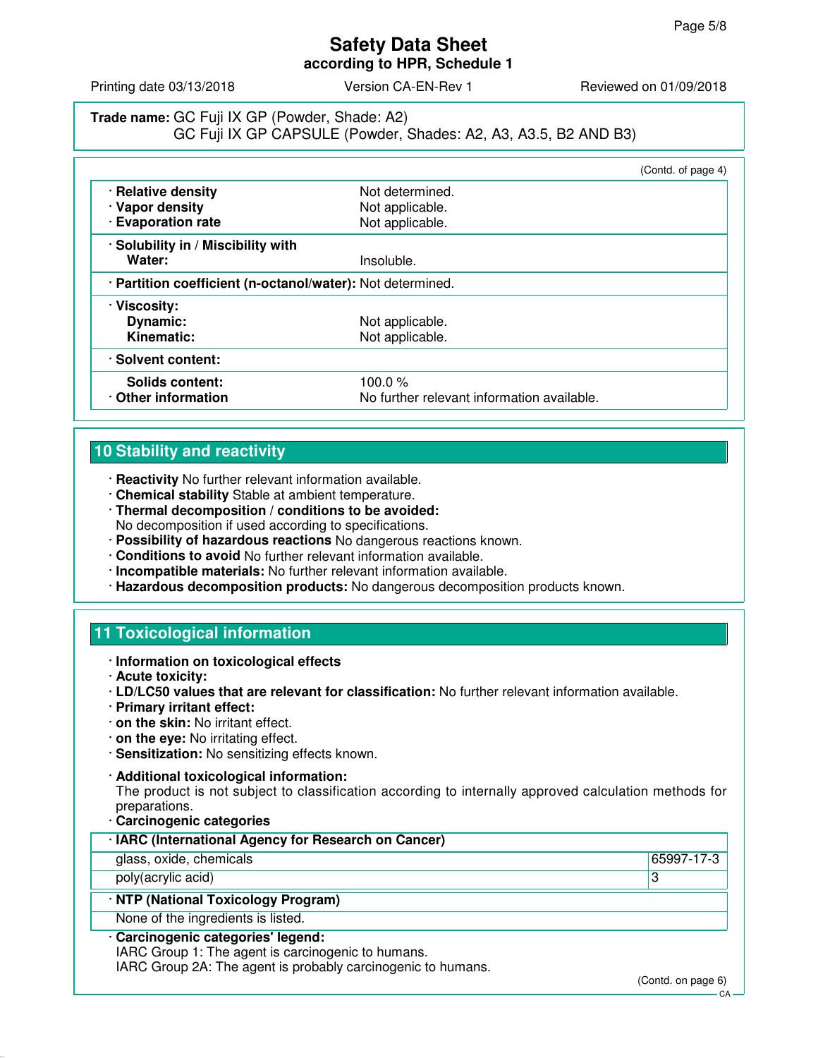**Trade name:** GC Fuji IX GP (Powder, Shade: A2)
GC Fuji IX GP CAPSULE (Powder, Shades: A2, A3, A3.5, B2 AND B3)

(Contd. of page 4)

| | |
|---|---|
| · **Relative density** | Not determined. |
| · **Vapor density** | Not applicable. |
| · **Evaporation rate** | Not applicable. |
| · **Solubility in / Miscibility with** | |
| **Water:** | Insoluble. |
| · **Partition coefficient (n-octanol/water):** | Not determined. |
| · **Viscosity:** | |
| **Dynamic:** | Not applicable. |
| **Kinematic:** | Not applicable. |
| · **Solvent content:** | |
| **Solids content:** | 100.0 % |
| · **Other information** | No further relevant information available. |

## 10 Stability and reactivity

- **Reactivity** No further relevant information available.
- **Chemical stability** Stable at ambient temperature.
- **Thermal decomposition / conditions to be avoided:**
  No decomposition if used according to specifications.
- **Possibility of hazardous reactions** No dangerous reactions known.
- **Conditions to avoid** No further relevant information available.
- **Incompatible materials:** No further relevant information available.
- **Hazardous decomposition products:** No dangerous decomposition products known.

## 11 Toxicological information

- **Information on toxicological effects**
- **Acute toxicity:**
- **LD/LC50 values that are relevant for classification:** No further relevant information available.
- **Primary irritant effect:**
- **on the skin:** No irritant effect.
- **on the eye:** No irritating effect.
- **Sensitization:** No sensitizing effects known.
- **Additional toxicological information:**
  The product is not subject to classification according to internally approved calculation methods for preparations.
- **Carcinogenic categories**

| · **IARC (International Agency for Research on Cancer)** | |
|---|---|
| glass, oxide, chemicals | 65997-17-3 |
| poly(acrylic acid) | 3 |

| · **NTP (National Toxicology Program)** |
|---|
| None of the ingredients is listed. |

- **Carcinogenic categories' legend:**
  IARC Group 1: The agent is carcinogenic to humans.
  IARC Group 2A: The agent is probably carcinogenic to humans.

(Contd. on page 6)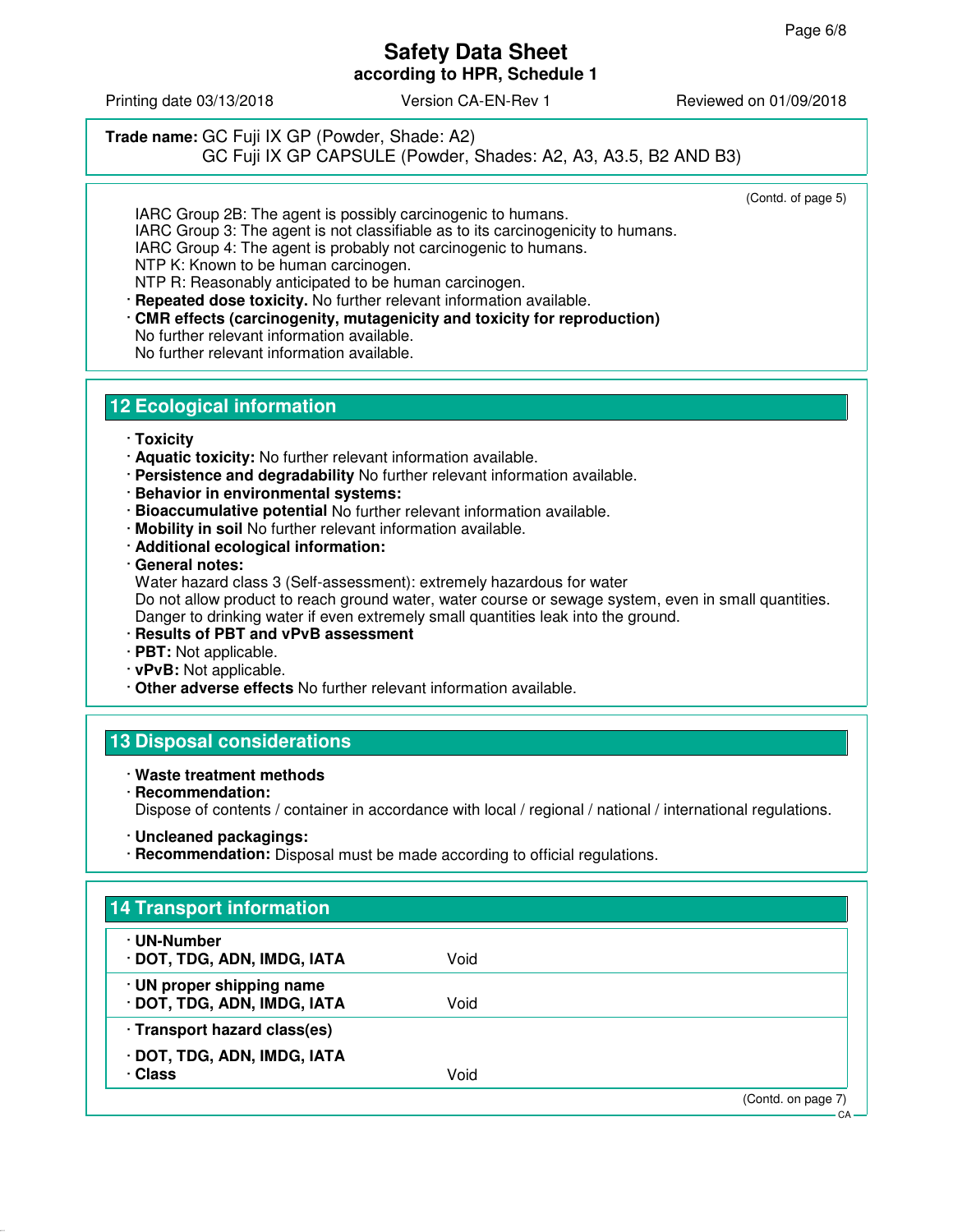**Trade name:** GC Fuji IX GP (Powder, Shade: A2)
GC Fuji IX GP CAPSULE (Powder, Shades: A2, A3, A3.5, B2 AND B3)

(Contd. of page 5)

IARC Group 2B: The agent is possibly carcinogenic to humans.
IARC Group 3: The agent is not classifiable as to its carcinogenicity to humans.
IARC Group 4: The agent is probably not carcinogenic to humans.
NTP K: Known to be human carcinogen.
NTP R: Reasonably anticipated to be human carcinogen.

· **Repeated dose toxicity.** No further relevant information available.
· **CMR effects (carcinogenity, mutagenicity and toxicity for reproduction)**
No further relevant information available.
No further relevant information available.

## 12 Ecological information

· **Toxicity**
· **Aquatic toxicity:** No further relevant information available.
· **Persistence and degradability** No further relevant information available.
· **Behavior in environmental systems:**
· **Bioaccumulative potential** No further relevant information available.
· **Mobility in soil** No further relevant information available.
· **Additional ecological information:**
· **General notes:**
Water hazard class 3 (Self-assessment): extremely hazardous for water
Do not allow product to reach ground water, water course or sewage system, even in small quantities.
Danger to drinking water if even extremely small quantities leak into the ground.
· **Results of PBT and vPvB assessment**
· **PBT:** Not applicable.
· **vPvB:** Not applicable.
· **Other adverse effects** No further relevant information available.

## 13 Disposal considerations

· **Waste treatment methods**
· **Recommendation:**
Dispose of contents / container in accordance with local / regional / national / international regulations.

· **Uncleaned packagings:**
· **Recommendation:** Disposal must be made according to official regulations.

## 14 Transport information

| | |
|---|---|
| · **UN-Number**<br>· **DOT, TDG, ADN, IMDG, IATA** | Void |
| · **UN proper shipping name**<br>· **DOT, TDG, ADN, IMDG, IATA** | Void |
| · **Transport hazard class(es)**<br><br>· **DOT, TDG, ADN, IMDG, IATA**<br>· **Class** | Void |

(Contd. on page 7)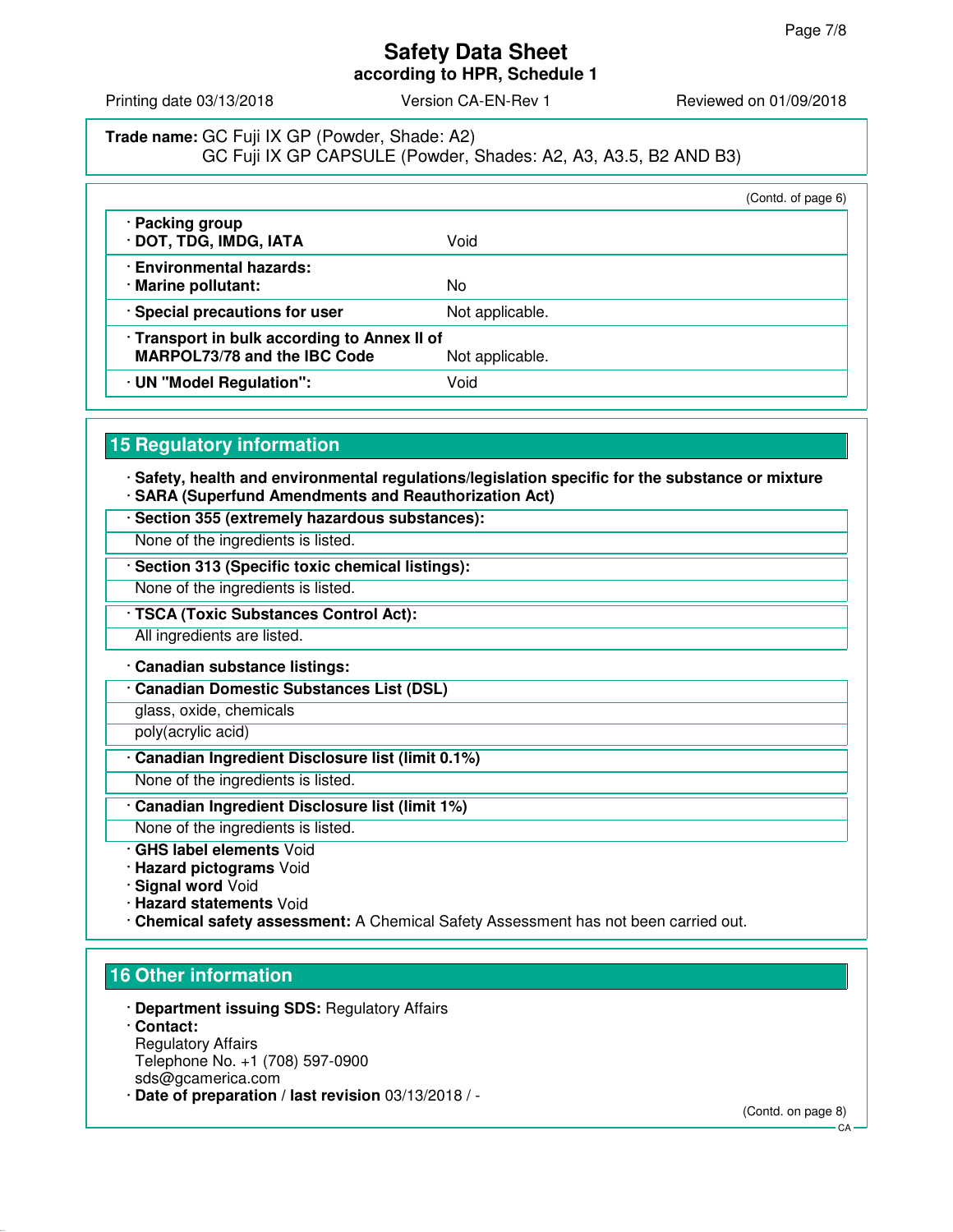Trade name: GC Fuji IX GP (Powder, Shade: A2)
GC Fuji IX GP CAPSULE (Powder, Shades: A2, A3, A3.5, B2 AND B3)

(Contd. of page 6)

| | |
|---|---|
| · **Packing group** · **DOT, TDG, IMDG, IATA** | Void |
| · **Environmental hazards:** · **Marine pollutant:** | No |
| · **Special precautions for user** | Not applicable. |
| · **Transport in bulk according to Annex II of MARPOL73/78 and the IBC Code** | Not applicable. |
| · **UN "Model Regulation":** | Void |

## 15 Regulatory information

· **Safety, health and environmental regulations/legislation specific for the substance or mixture**
· **SARA (Superfund Amendments and Reauthorization Act)**

· **Section 355 (extremely hazardous substances):**
None of the ingredients is listed.

· **Section 313 (Specific toxic chemical listings):**
None of the ingredients is listed.

· **TSCA (Toxic Substances Control Act):**
All ingredients are listed.

· **Canadian substance listings:**

· **Canadian Domestic Substances List (DSL)**
glass, oxide, chemicals
poly(acrylic acid)

· **Canadian Ingredient Disclosure list (limit 0.1%)**
None of the ingredients is listed.

· **Canadian Ingredient Disclosure list (limit 1%)**
None of the ingredients is listed.

· **GHS label elements** Void
· **Hazard pictograms** Void
· **Signal word** Void
· **Hazard statements** Void
· **Chemical safety assessment:** A Chemical Safety Assessment has not been carried out.

## 16 Other information

· **Department issuing SDS:** Regulatory Affairs
· **Contact:**
Regulatory Affairs
Telephone No. +1 (708) 597-0900
sds@gcamerica.com
· **Date of preparation / last revision** 03/13/2018 / -

(Contd. on page 8)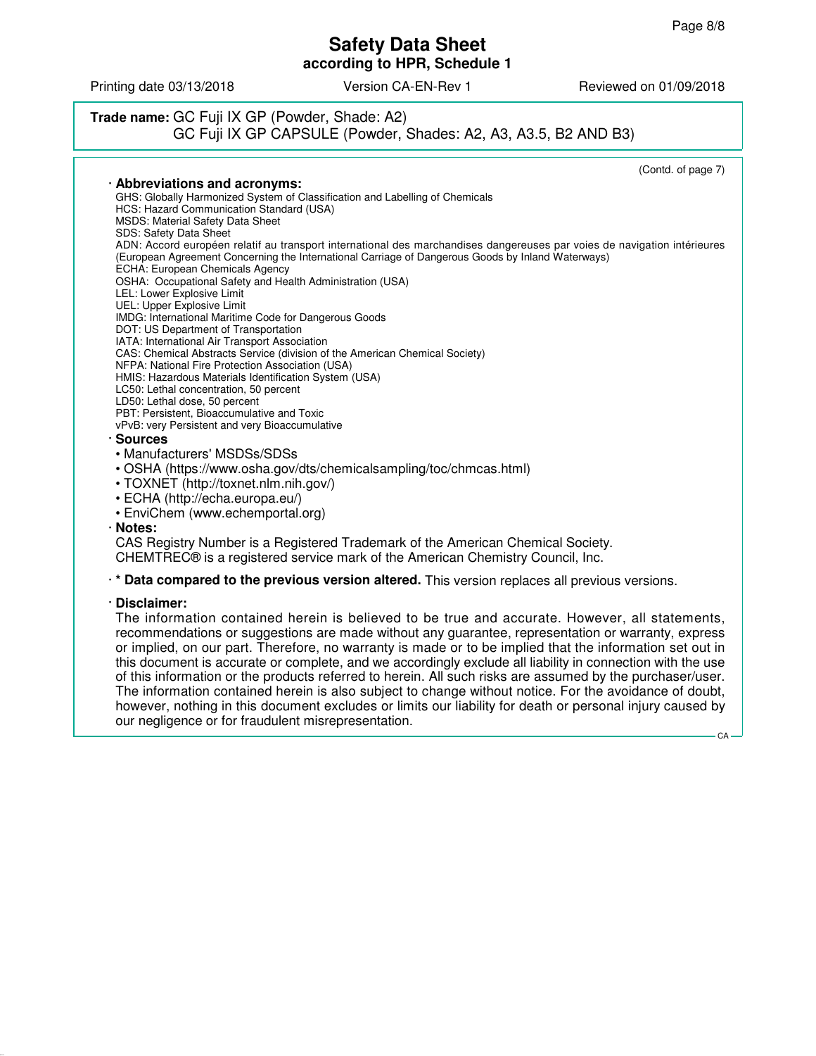# Safety Data Sheet
## according to HPR, Schedule 1

Printing date 03/13/2018 Version CA-EN-Rev 1 Reviewed on 01/09/2018

**Trade name:** GC Fuji IX GP (Powder, Shade: A2)
GC Fuji IX GP CAPSULE (Powder, Shades: A2, A3, A3.5, B2 AND B3)

(Contd. of page 7)

· **Abbreviations and acronyms:**
GHS: Globally Harmonized System of Classification and Labelling of Chemicals
HCS: Hazard Communication Standard (USA)
MSDS: Material Safety Data Sheet
SDS: Safety Data Sheet
ADN: Accord européen relatif au transport international des marchandises dangereuses par voies de navigation intérieures (European Agreement Concerning the International Carriage of Dangerous Goods by Inland Waterways)
ECHA: European Chemicals Agency
OSHA: Occupational Safety and Health Administration (USA)
LEL: Lower Explosive Limit
UEL: Upper Explosive Limit
IMDG: International Maritime Code for Dangerous Goods
DOT: US Department of Transportation
IATA: International Air Transport Association
CAS: Chemical Abstracts Service (division of the American Chemical Society)
NFPA: National Fire Protection Association (USA)
HMIS: Hazardous Materials Identification System (USA)
LC50: Lethal concentration, 50 percent
LD50: Lethal dose, 50 percent
PBT: Persistent, Bioaccumulative and Toxic
vPvB: very Persistent and very Bioaccumulative

· **Sources**
- Manufacturers' MSDSs/SDSs
- OSHA (https://www.osha.gov/dts/chemicalsampling/toc/chmcas.html)
- TOXNET (http://toxnet.nlm.nih.gov/)
- ECHA (http://echa.europa.eu/)
- EnviChem (www.echemportal.org)

· **Notes:**
CAS Registry Number is a Registered Trademark of the American Chemical Society.
CHEMTREC® is a registered service mark of the American Chemistry Council, Inc.

· **\* Data compared to the previous version altered.** This version replaces all previous versions.

· **Disclaimer:**
The information contained herein is believed to be true and accurate. However, all statements, recommendations or suggestions are made without any guarantee, representation or warranty, express or implied, on our part. Therefore, no warranty is made or to be implied that the information set out in this document is accurate or complete, and we accordingly exclude all liability in connection with the use of this information or the products referred to herein. All such risks are assumed by the purchaser/user. The information contained herein is also subject to change without notice. For the avoidance of doubt, however, nothing in this document excludes or limits our liability for death or personal injury caused by our negligence or for fraudulent misrepresentation.

CA